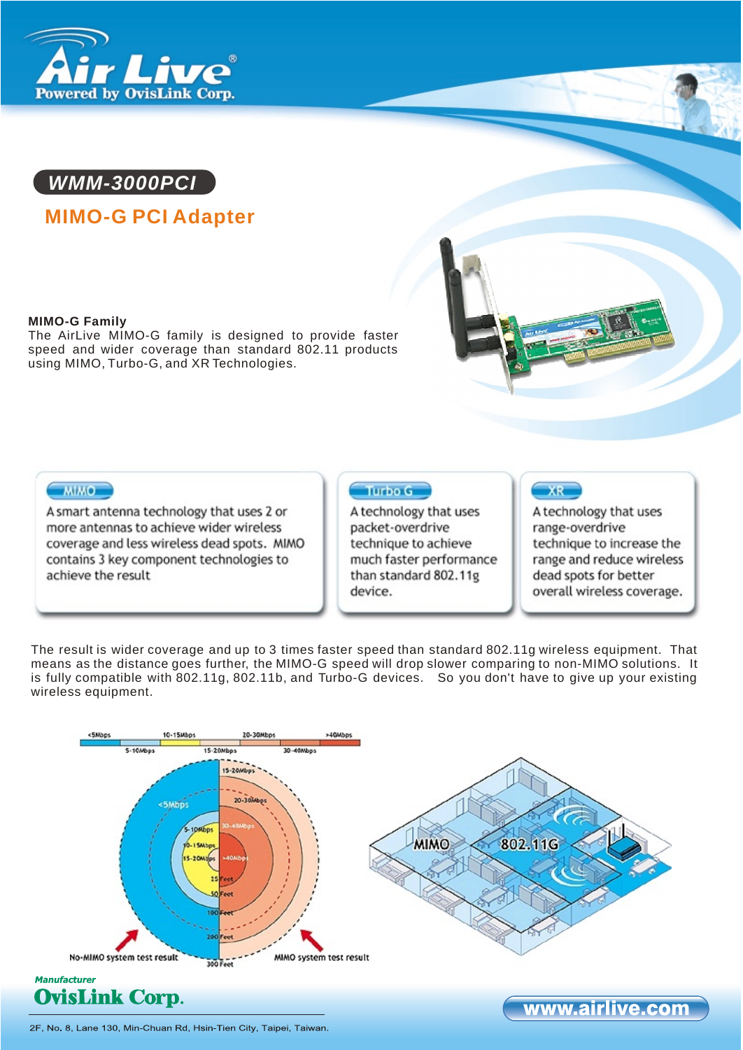## WMM-3000PCI

## MIMO-G PCI Adapter

**MIMO-G Family**
The AirLive MIMO-G family is designed to provide faster speed and wider coverage than standard 802.11 products using MIMO, Turbo-G, and XR Technologies.

**MIMO**

A smart antenna technology that uses 2 or more antennas to achieve wider wireless coverage and less wireless dead spots. MIMO contains 3 key component technologies to achieve the result

**Turbo G**

A technology that uses packet-overdrive technique to achieve much faster performance than standard 802.11g device.

**XR**

A technology that uses range-overdrive technique to increase the range and reduce wireless dead spots for better overall wireless coverage.

The result is wider coverage and up to 3 times faster speed than standard 802.11g wireless equipment. That means as the distance goes further, the MIMO-G speed will drop slower comparing to non-MIMO solutions. It is fully compatible with 802.11g, 802.11b, and Turbo-G devices. So you don't have to give up your existing wireless equipment.

<5Mbps | 5-10Mbps | 10-15Mbps | 15-20Mbps | 20-30Mbps | 30-40Mbps | >40Mbps

25 Feet, 50 Feet, 100 Feet, 200 Feet, 300 Feet

No-MIMO system test result — MIMO system test result

MIMO — 802.11G

*Manufacturer*
**OvisLink Corp.**
2F, No. 8, Lane 130, Min-Chuan Rd, Hsin-Tien City, Taipei, Taiwan.

www.airlive.com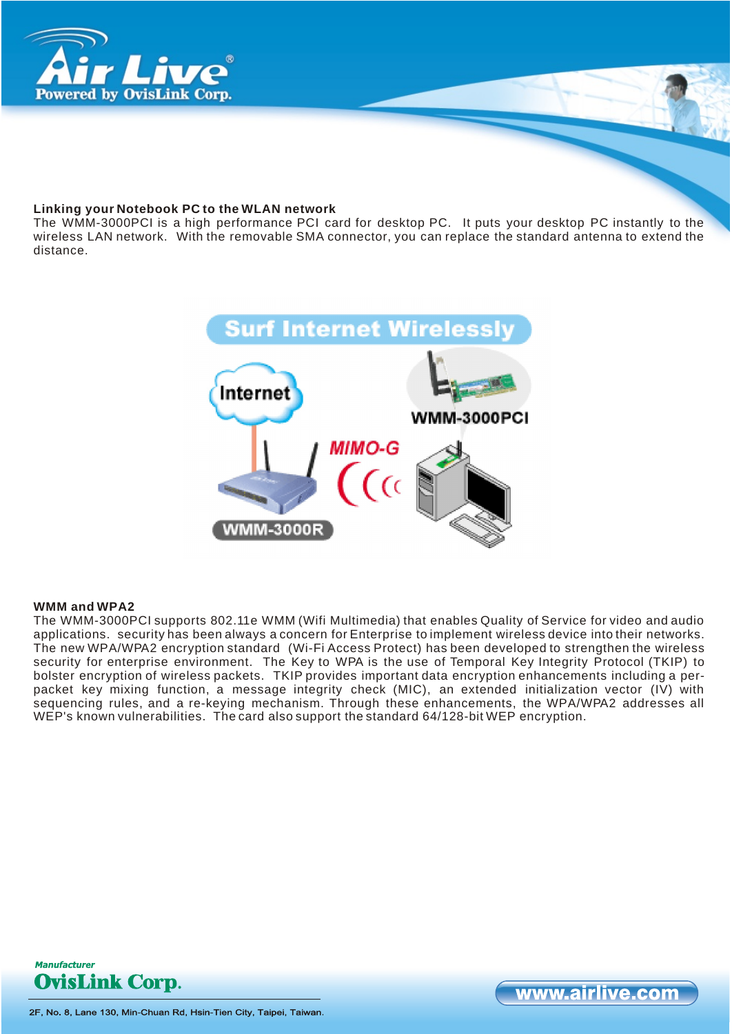**Linking your Notebook PC to the WLAN network**

The WMM-3000PCI is a high performance PCI card for desktop PC. It puts your desktop PC instantly to the wireless LAN network. With the removable SMA connector, you can replace the standard antenna to extend the distance.

**WMM and WPA2**

The WMM-3000PCI supports 802.11e WMM (Wifi Multimedia) that enables Quality of Service for video and audio applications. security has been always a concern for Enterprise to implement wireless device into their networks. The new WPA/WPA2 encryption standard (Wi-Fi Access Protect) has been developed to strengthen the wireless security for enterprise environment. The Key to WPA is the use of Temporal Key Integrity Protocol (TKIP) to bolster encryption of wireless packets. TKIP provides important data encryption enhancements including a per-packet key mixing function, a message integrity check (MIC), an extended initialization vector (IV) with sequencing rules, and a re-keying mechanism. Through these enhancements, the WPA/WPA2 addresses all WEP's known vulnerabilities. The card also support the standard 64/128-bit WEP encryption.

Manufacturer
OvisLink Corp.
2F, No. 8, Lane 130, Min-Chuan Rd, Hsin-Tien City, Taipei, Taiwan.

www.airlive.com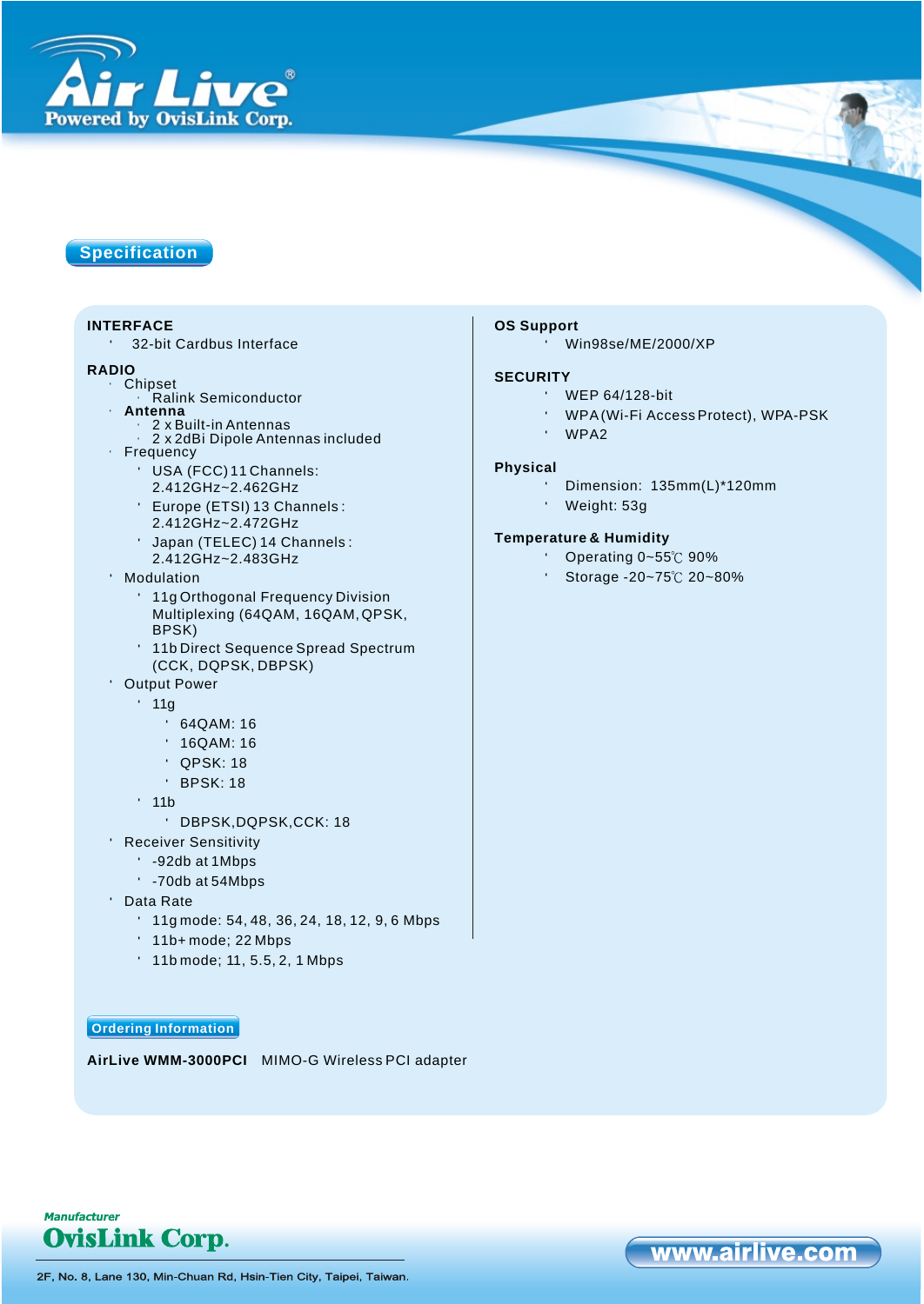## Specification

**INTERFACE**

- 32-bit Cardbus Interface

**RADIO**

- Chipset
  - Ralink Semiconductor
- **Antenna**
  - 2 x Built-in Antennas
  - 2 x 2dBi Dipole Antennas included
- Frequency
  - USA (FCC) 11 Channels: 2.412GHz~2.462GHz
  - Europe (ETSI) 13 Channels : 2.412GHz~2.472GHz
  - Japan (TELEC) 14 Channels : 2.412GHz~2.483GHz
- Modulation
  - 11g Orthogonal Frequency Division Multiplexing (64QAM, 16QAM, QPSK, BPSK)
  - 11b Direct Sequence Spread Spectrum (CCK, DQPSK, DBPSK)
- Output Power
  - 11g
    - 64QAM: 16
    - 16QAM: 16
    - QPSK: 18
    - BPSK: 18
  - 11b
    - DBPSK,DQPSK,CCK: 18
- Receiver Sensitivity
  - -92db at 1Mbps
  - -70db at 54Mbps
- Data Rate
  - 11g mode: 54, 48, 36, 24, 18, 12, 9, 6 Mbps
  - 11b+ mode; 22 Mbps
  - 11b mode; 11, 5.5, 2, 1 Mbps

**OS Support**

- Win98se/ME/2000/XP

**SECURITY**

- WEP 64/128-bit
- WPA (Wi-Fi Access Protect), WPA-PSK
- WPA2

**Physical**

- Dimension: 135mm(L)*120mm
- Weight: 53g

**Temperature & Humidity**

- Operating 0~55℃ 90%
- Storage -20~75℃ 20~80%

## Ordering Information

**AirLive WMM-3000PCI** MIMO-G Wireless PCI adapter

Manufacturer
OvisLink Corp.
2F, No. 8, Lane 130, Min-Chuan Rd, Hsin-Tien City, Taipei, Taiwan.

www.airlive.com